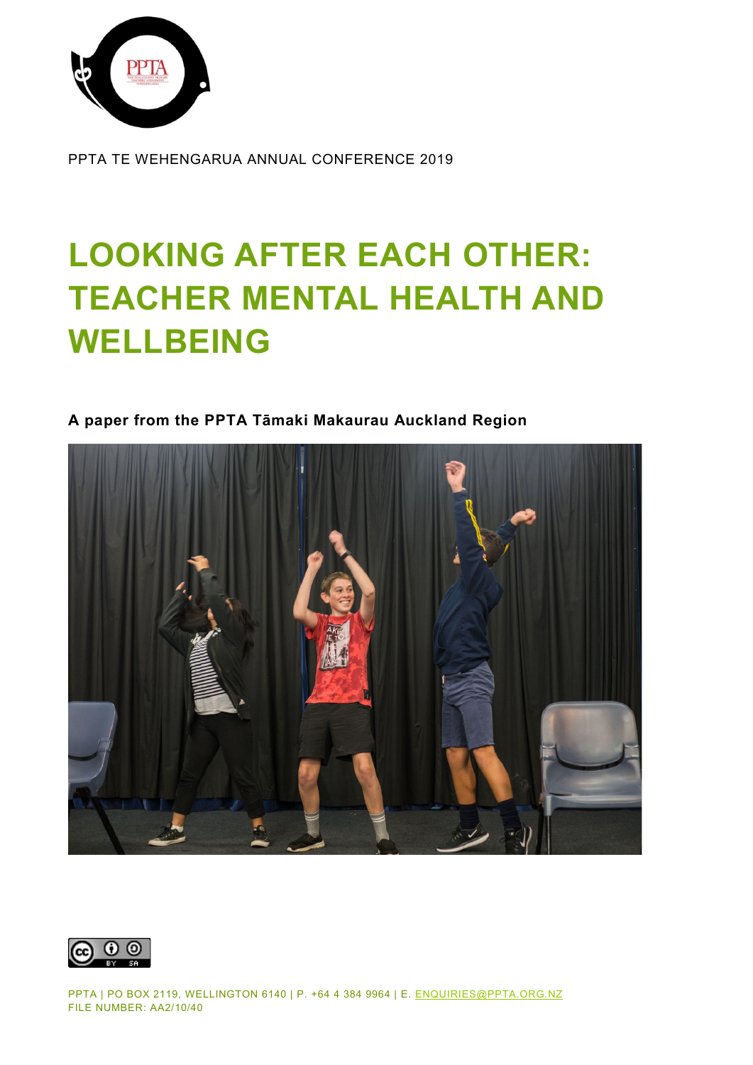PPTA TE WEHENGARUA ANNUAL CONFERENCE 2019

# LOOKING AFTER EACH OTHER: TEACHER MENTAL HEALTH AND WELLBEING

**A paper from the PPTA Tāmaki Makaurau Auckland Region**

PPTA | PO BOX 2119, WELLINGTON 6140 | P. +64 4 384 9964 | E. ENQUIRIES@PPTA.ORG.NZ
FILE NUMBER: AA2/10/40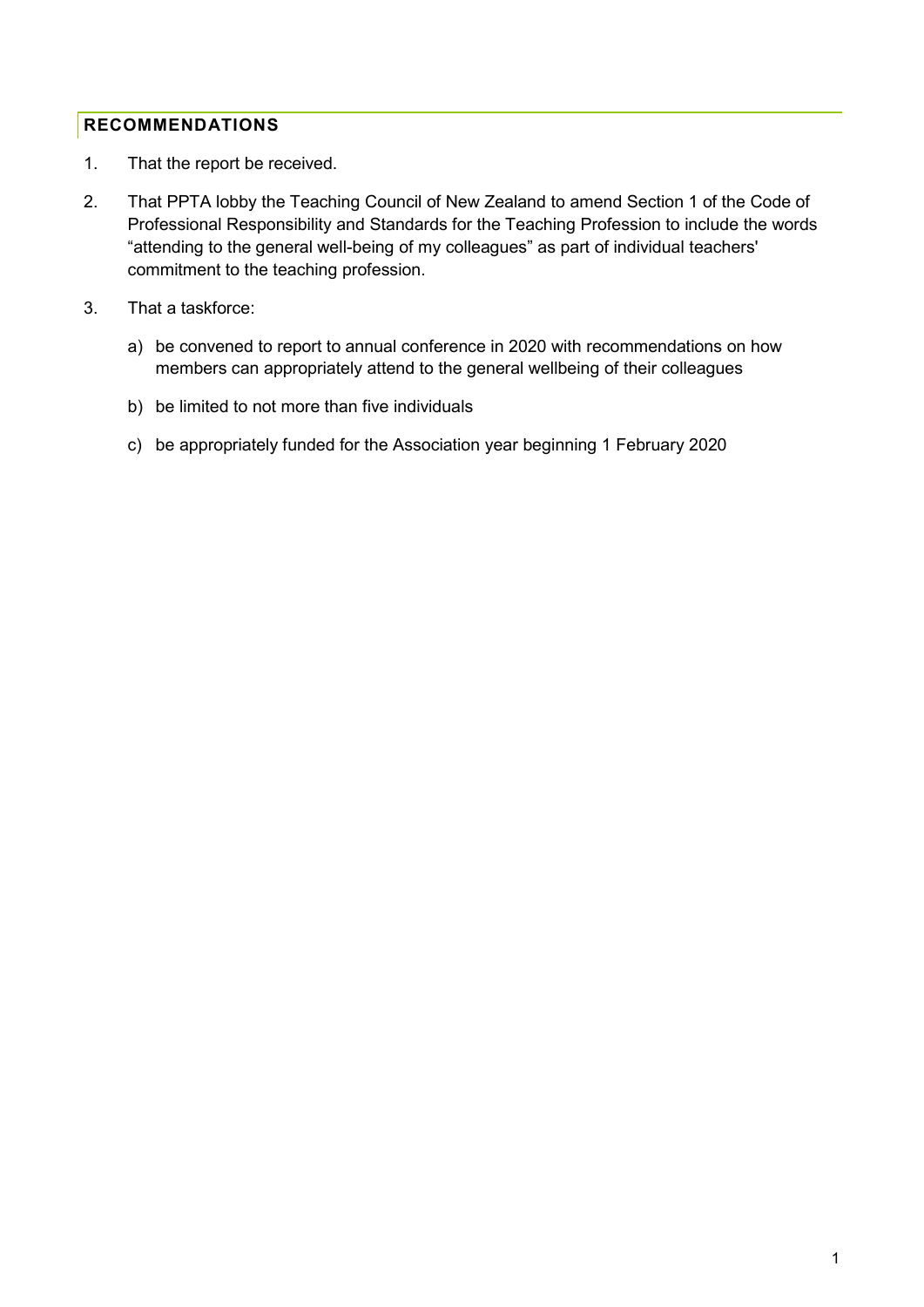## RECOMMENDATIONS

1. That the report be received.
2. That PPTA lobby the Teaching Council of New Zealand to amend Section 1 of the Code of Professional Responsibility and Standards for the Teaching Profession to include the words "attending to the general well-being of my colleagues" as part of individual teachers' commitment to the teaching profession.
3. That a taskforce:
   a) be convened to report to annual conference in 2020 with recommendations on how members can appropriately attend to the general wellbeing of their colleagues
   b) be limited to not more than five individuals
   c) be appropriately funded for the Association year beginning 1 February 2020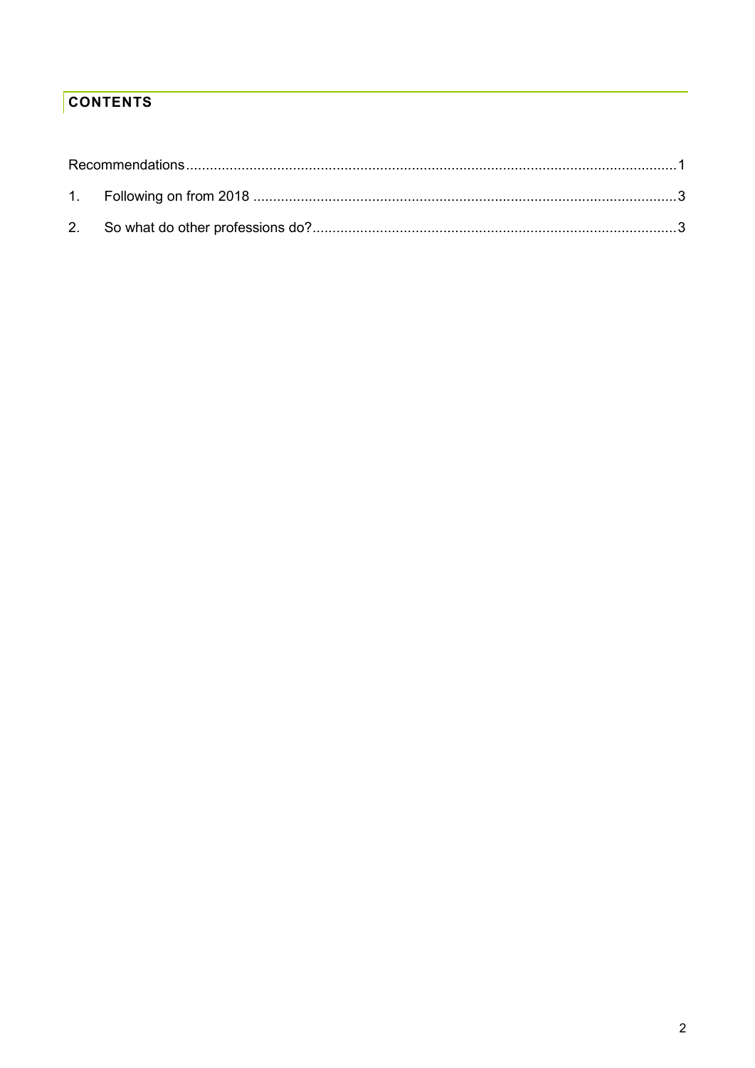## CONTENTS

Recommendations......................................................................................................................1

1. Following on from 2018 ........................................................................................................3

2. So what do other professions do?.........................................................................................3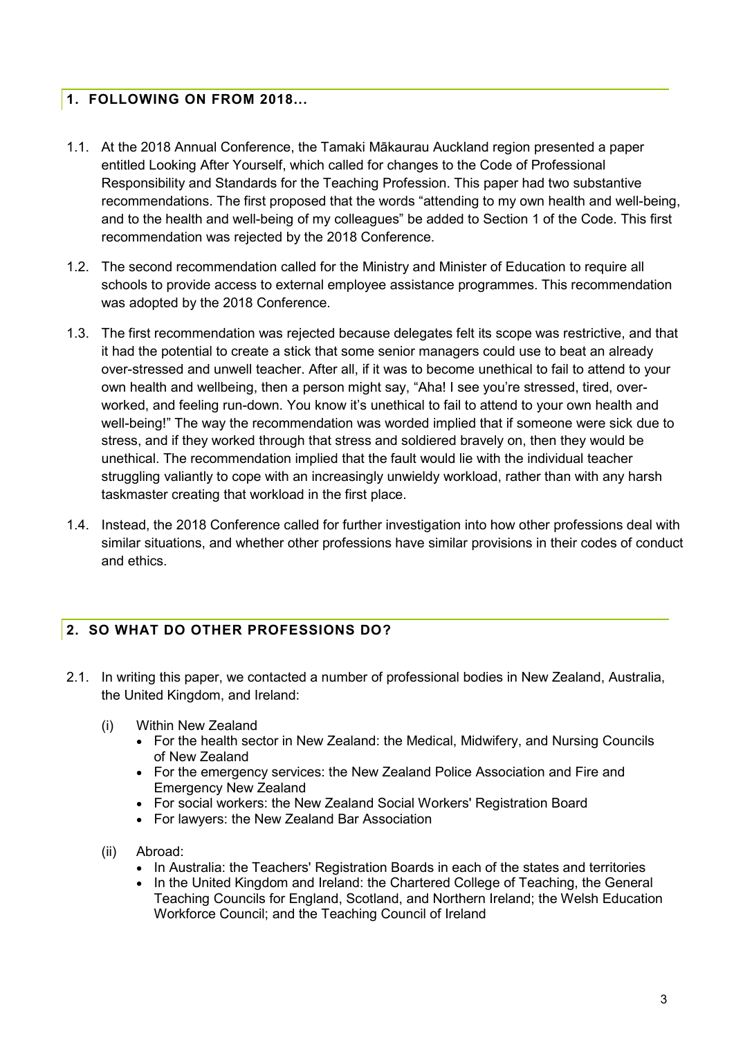## 1. FOLLOWING ON FROM 2018...

1.1. At the 2018 Annual Conference, the Tamaki Mākaurau Auckland region presented a paper entitled Looking After Yourself, which called for changes to the Code of Professional Responsibility and Standards for the Teaching Profession. This paper had two substantive recommendations. The first proposed that the words "attending to my own health and well-being, and to the health and well-being of my colleagues" be added to Section 1 of the Code. This first recommendation was rejected by the 2018 Conference.

1.2. The second recommendation called for the Ministry and Minister of Education to require all schools to provide access to external employee assistance programmes. This recommendation was adopted by the 2018 Conference.

1.3. The first recommendation was rejected because delegates felt its scope was restrictive, and that it had the potential to create a stick that some senior managers could use to beat an already over-stressed and unwell teacher. After all, if it was to become unethical to fail to attend to your own health and wellbeing, then a person might say, "Aha! I see you're stressed, tired, over-worked, and feeling run-down. You know it's unethical to fail to attend to your own health and well-being!" The way the recommendation was worded implied that if someone were sick due to stress, and if they worked through that stress and soldiered bravely on, then they would be unethical. The recommendation implied that the fault would lie with the individual teacher struggling valiantly to cope with an increasingly unwieldy workload, rather than with any harsh taskmaster creating that workload in the first place.

1.4. Instead, the 2018 Conference called for further investigation into how other professions deal with similar situations, and whether other professions have similar provisions in their codes of conduct and ethics.

## 2. SO WHAT DO OTHER PROFESSIONS DO?

2.1. In writing this paper, we contacted a number of professional bodies in New Zealand, Australia, the United Kingdom, and Ireland:

(i) Within New Zealand
- For the health sector in New Zealand: the Medical, Midwifery, and Nursing Councils of New Zealand
- For the emergency services: the New Zealand Police Association and Fire and Emergency New Zealand
- For social workers: the New Zealand Social Workers' Registration Board
- For lawyers: the New Zealand Bar Association

(ii) Abroad:
- In Australia: the Teachers' Registration Boards in each of the states and territories
- In the United Kingdom and Ireland: the Chartered College of Teaching, the General Teaching Councils for England, Scotland, and Northern Ireland; the Welsh Education Workforce Council; and the Teaching Council of Ireland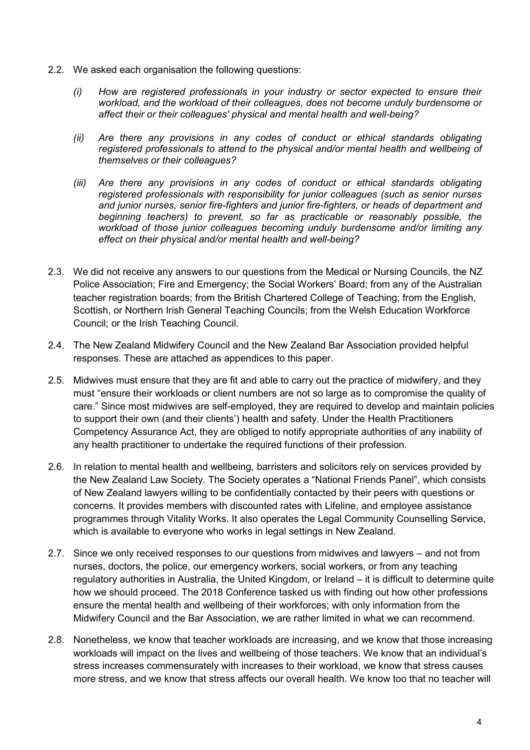2.2. We asked each organisation the following questions:

*(i) How are registered professionals in your industry or sector expected to ensure their workload, and the workload of their colleagues, does not become unduly burdensome or affect their or their colleagues' physical and mental health and well-being?*

*(ii) Are there any provisions in any codes of conduct or ethical standards obligating registered professionals to attend to the physical and/or mental health and wellbeing of themselves or their colleagues?*

*(iii) Are there any provisions in any codes of conduct or ethical standards obligating registered professionals with responsibility for junior colleagues (such as senior nurses and junior nurses, senior fire-fighters and junior fire-fighters, or heads of department and beginning teachers) to prevent, so far as practicable or reasonably possible, the workload of those junior colleagues becoming unduly burdensome and/or limiting any effect on their physical and/or mental health and well-being?*

2.3. We did not receive any answers to our questions from the Medical or Nursing Councils, the NZ Police Association; Fire and Emergency; the Social Workers' Board; from any of the Australian teacher registration boards; from the British Chartered College of Teaching; from the English, Scottish, or Northern Irish General Teaching Councils; from the Welsh Education Workforce Council; or the Irish Teaching Council.

2.4. The New Zealand Midwifery Council and the New Zealand Bar Association provided helpful responses. These are attached as appendices to this paper.

2.5. Midwives must ensure that they are fit and able to carry out the practice of midwifery, and they must "ensure their workloads or client numbers are not so large as to compromise the quality of care." Since most midwives are self-employed, they are required to develop and maintain policies to support their own (and their clients') health and safety. Under the Health Practitioners Competency Assurance Act, they are obliged to notify appropriate authorities of any inability of any health practitioner to undertake the required functions of their profession.

2.6. In relation to mental health and wellbeing, barristers and solicitors rely on services provided by the New Zealand Law Society. The Society operates a "National Friends Panel", which consists of New Zealand lawyers willing to be confidentially contacted by their peers with questions or concerns. It provides members with discounted rates with Lifeline, and employee assistance programmes through Vitality Works. It also operates the Legal Community Counselling Service, which is available to everyone who works in legal settings in New Zealand.

2.7. Since we only received responses to our questions from midwives and lawyers – and not from nurses, doctors, the police, our emergency workers, social workers, or from any teaching regulatory authorities in Australia, the United Kingdom, or Ireland – it is difficult to determine quite how we should proceed. The 2018 Conference tasked us with finding out how other professions ensure the mental health and wellbeing of their workforces; with only information from the Midwifery Council and the Bar Association, we are rather limited in what we can recommend.

2.8. Nonetheless, we know that teacher workloads are increasing, and we know that those increasing workloads will impact on the lives and wellbeing of those teachers. We know that an individual's stress increases commensurately with increases to their workload, we know that stress causes more stress, and we know that stress affects our overall health. We know too that no teacher will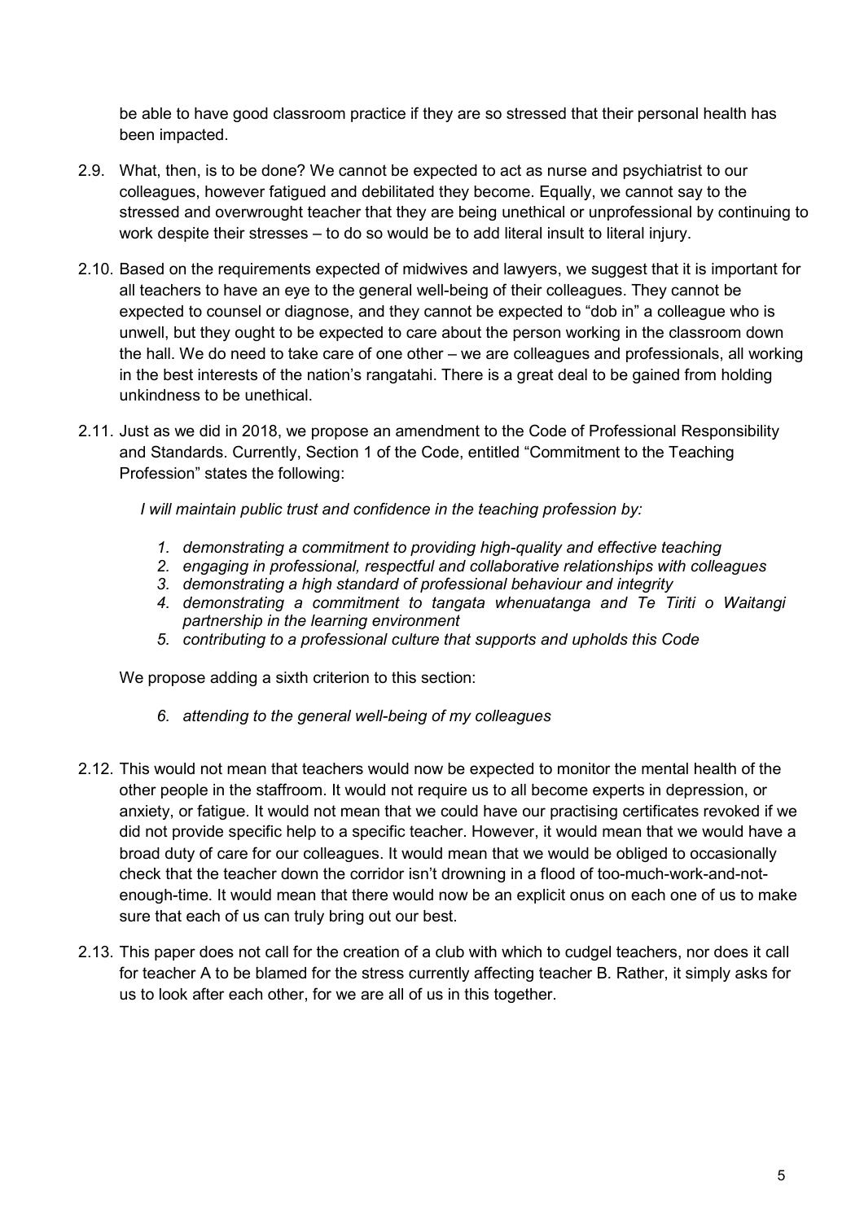be able to have good classroom practice if they are so stressed that their personal health has been impacted.

2.9. What, then, is to be done? We cannot be expected to act as nurse and psychiatrist to our colleagues, however fatigued and debilitated they become. Equally, we cannot say to the stressed and overwrought teacher that they are being unethical or unprofessional by continuing to work despite their stresses – to do so would be to add literal insult to literal injury.

2.10. Based on the requirements expected of midwives and lawyers, we suggest that it is important for all teachers to have an eye to the general well-being of their colleagues. They cannot be expected to counsel or diagnose, and they cannot be expected to "dob in" a colleague who is unwell, but they ought to be expected to care about the person working in the classroom down the hall. We do need to take care of one other – we are colleagues and professionals, all working in the best interests of the nation's rangatahi. There is a great deal to be gained from holding unkindness to be unethical.

2.11. Just as we did in 2018, we propose an amendment to the Code of Professional Responsibility and Standards. Currently, Section 1 of the Code, entitled "Commitment to the Teaching Profession" states the following:

*I will maintain public trust and confidence in the teaching profession by:*

1. *demonstrating a commitment to providing high-quality and effective teaching*
2. *engaging in professional, respectful and collaborative relationships with colleagues*
3. *demonstrating a high standard of professional behaviour and integrity*
4. *demonstrating a commitment to tangata whenuatanga and Te Tiriti o Waitangi partnership in the learning environment*
5. *contributing to a professional culture that supports and upholds this Code*

We propose adding a sixth criterion to this section:

6. *attending to the general well-being of my colleagues*

2.12. This would not mean that teachers would now be expected to monitor the mental health of the other people in the staffroom. It would not require us to all become experts in depression, or anxiety, or fatigue. It would not mean that we could have our practising certificates revoked if we did not provide specific help to a specific teacher. However, it would mean that we would have a broad duty of care for our colleagues. It would mean that we would be obliged to occasionally check that the teacher down the corridor isn't drowning in a flood of too-much-work-and-not-enough-time. It would mean that there would now be an explicit onus on each one of us to make sure that each of us can truly bring out our best.

2.13. This paper does not call for the creation of a club with which to cudgel teachers, nor does it call for teacher A to be blamed for the stress currently affecting teacher B. Rather, it simply asks for us to look after each other, for we are all of us in this together.